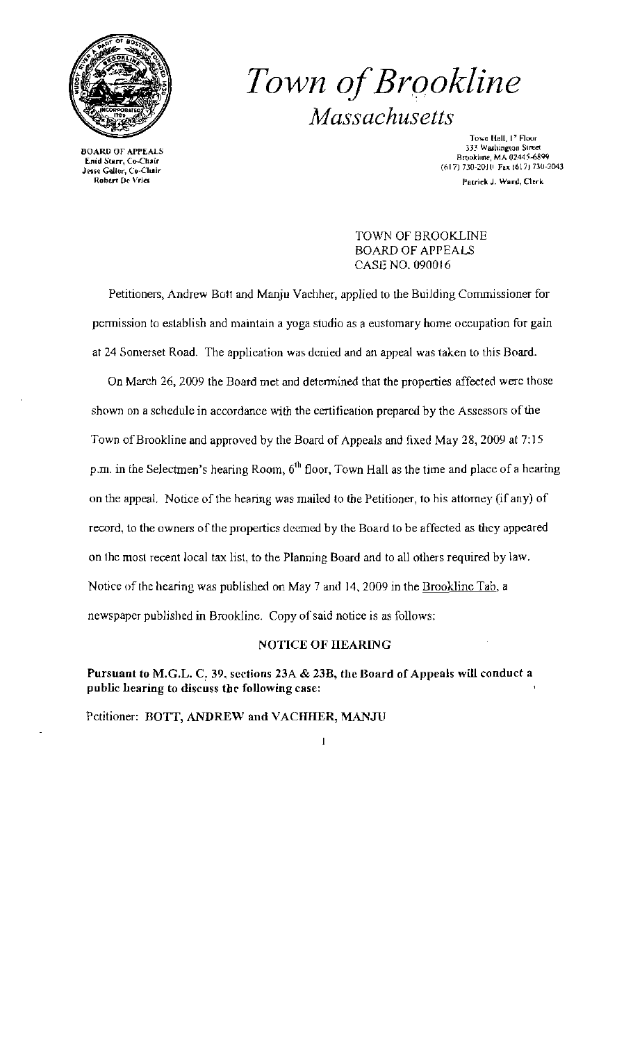# *Town of Brookline*
## *Massachusetts*

BOARD OF APPEALS
Enid Starr, Co-Chair
Jesse Geller, Co-Chair
Robert De Vries

Town Hall, 1st Floor
333 Washington Street
Brookline, MA 02445-6899
(617) 730-2010 Fax (617) 730-2043
Patrick J. Ward, Clerk

TOWN OF BROOKLINE
BOARD OF APPEALS
CASE NO. 090016

Petitioners, Andrew Bott and Manju Vachher, applied to the Building Commissioner for permission to establish and maintain a yoga studio as a customary home occupation for gain at 24 Somerset Road. The application was denied and an appeal was taken to this Board.

On March 26, 2009 the Board met and determined that the properties affected were those shown on a schedule in accordance with the certification prepared by the Assessors of the Town of Brookline and approved by the Board of Appeals and fixed May 28, 2009 at 7:15 p.m. in the Selectmen's hearing Room, 6th floor, Town Hall as the time and place of a hearing on the appeal. Notice of the hearing was mailed to the Petitioner, to his attorney (if any) of record, to the owners of the properties deemed by the Board to be affected as they appeared on the most recent local tax list, to the Planning Board and to all others required by law. Notice of the hearing was published on May 7 and 14, 2009 in the Brookline Tab, a newspaper published in Brookline. Copy of said notice is as follows:

**NOTICE OF HEARING**

**Pursuant to M.G.L. C. 39, sections 23A & 23B, the Board of Appeals will conduct a public hearing to discuss the following case:**

Petitioner: **BOTT, ANDREW and VACHHER, MANJU**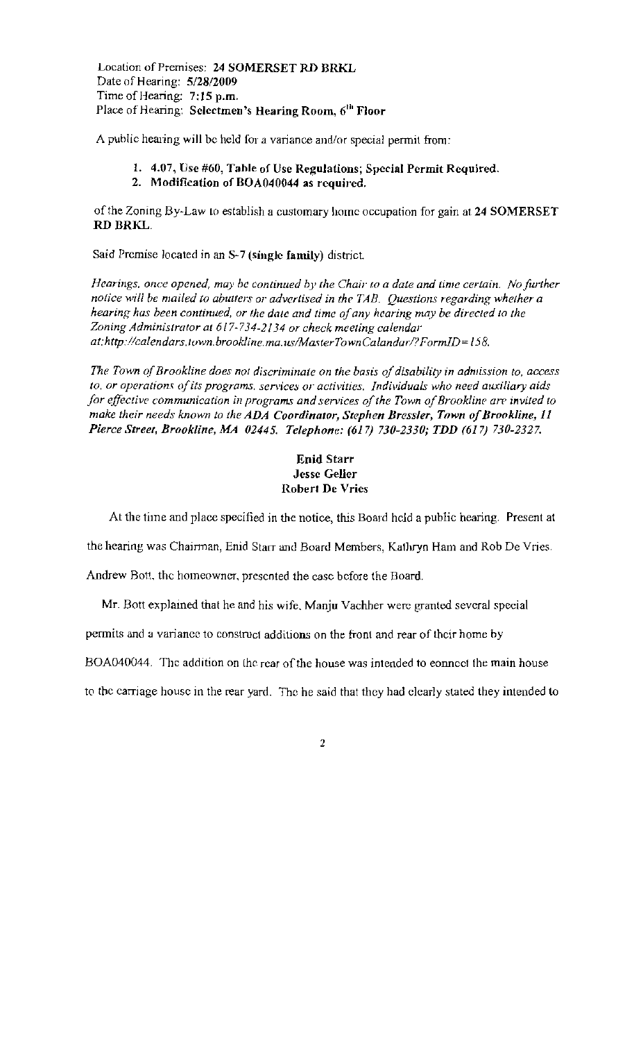Location of Premises: **24 SOMERSET RD BRKL**
Date of Hearing: **5/28/2009**
Time of Hearing: **7:15 p.m.**
Place of Hearing: **Selectmen's Hearing Room, 6th Floor**

A public hearing will be held for a variance and/or special permit from:

1. **4.07, Use #60, Table of Use Regulations; Special Permit Required.**
2. **Modification of BOA040044 as required.**

of the Zoning By-Law to establish a customary home occupation for gain at **24 SOMERSET RD BRKL**.

Said Premise located in an **S-7 (single family)** district.

*Hearings, once opened, may be continued by the Chair to a date and time certain. No further notice will be mailed to abutters or advertised in the TAB. Questions regarding whether a hearing has been continued, or the date and time of any hearing may be directed to the Zoning Administrator at 617-734-2134 or check meeting calendar at:http://calendars.town.brookline.ma.us/MasterTownCalandar/?FormID=158.*

*The Town of Brookline does not discriminate on the basis of disability in admission to, access to, or operations of its programs, services or activities. Individuals who need auxiliary aids for effective communication in programs and services of the Town of Brookline are invited to make their needs known to the **ADA Coordinator, Stephen Bressler, Town of Brookline, 11 Pierce Street, Brookline, MA 02445. Telephone: (617) 730-2330; TDD (617) 730-2327.***

**Enid Starr**
**Jesse Geller**
**Robert De Vries**

At the time and place specified in the notice, this Board held a public hearing. Present at the hearing was Chairman, Enid Starr and Board Members, Kathryn Ham and Rob De Vries. Andrew Bott, the homeowner, presented the case before the Board.

Mr. Bott explained that he and his wife, Manju Vachher were granted several special permits and a variance to construct additions on the front and rear of their home by BOA040044. The addition on the rear of the house was intended to connect the main house to the carriage house in the rear yard. The he said that they had clearly stated they intended to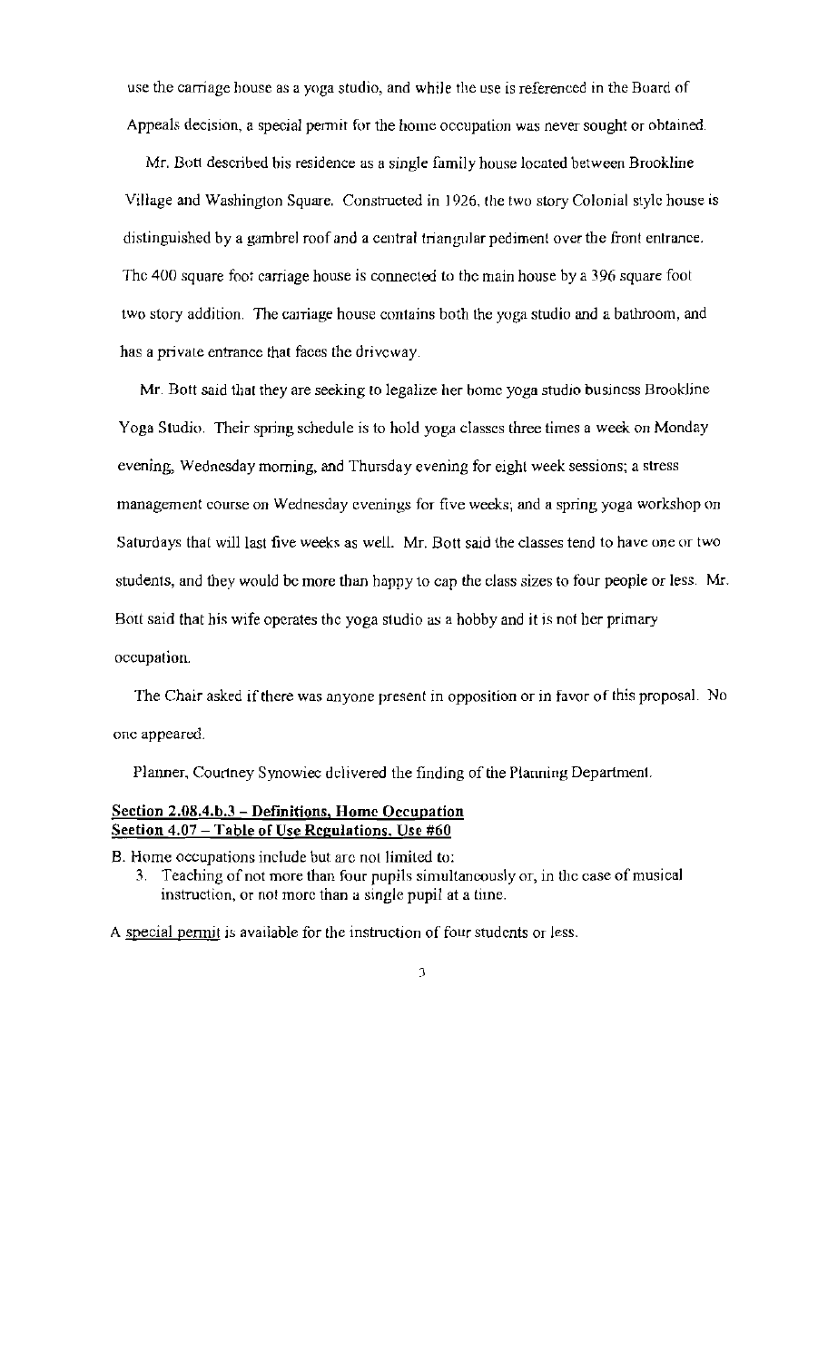use the carriage house as a yoga studio, and while the use is referenced in the Board of Appeals decision, a special permit for the home occupation was never sought or obtained.

Mr. Bott described his residence as a single family house located between Brookline Village and Washington Square. Constructed in 1926, the two story Colonial style house is distinguished by a gambrel roof and a central triangular pediment over the front entrance. The 400 square foot carriage house is connected to the main house by a 396 square foot two story addition. The carriage house contains both the yoga studio and a bathroom, and has a private entrance that faces the driveway.

Mr. Bott said that they are seeking to legalize her home yoga studio business Brookline Yoga Studio. Their spring schedule is to hold yoga classes three times a week on Monday evening, Wednesday morning, and Thursday evening for eight week sessions; a stress management course on Wednesday evenings for five weeks; and a spring yoga workshop on Saturdays that will last five weeks as well. Mr. Bott said the classes tend to have one or two students, and they would be more than happy to cap the class sizes to four people or less. Mr. Bott said that his wife operates the yoga studio as a hobby and it is not her primary occupation.

The Chair asked if there was anyone present in opposition or in favor of this proposal. No one appeared.

Planner, Courtney Synowiec delivered the finding of the Planning Department.

**<u>Section 2.08.4.b.3 – Definitions, Home Occupation</u>**
**<u>Section 4.07 – Table of Use Regulations, Use #60</u>**

B. Home occupations include but are not limited to:

3. Teaching of not more than four pupils simultaneously or, in the case of musical instruction, or not more than a single pupil at a time.

A <u>special permit</u> is available for the instruction of four students or less.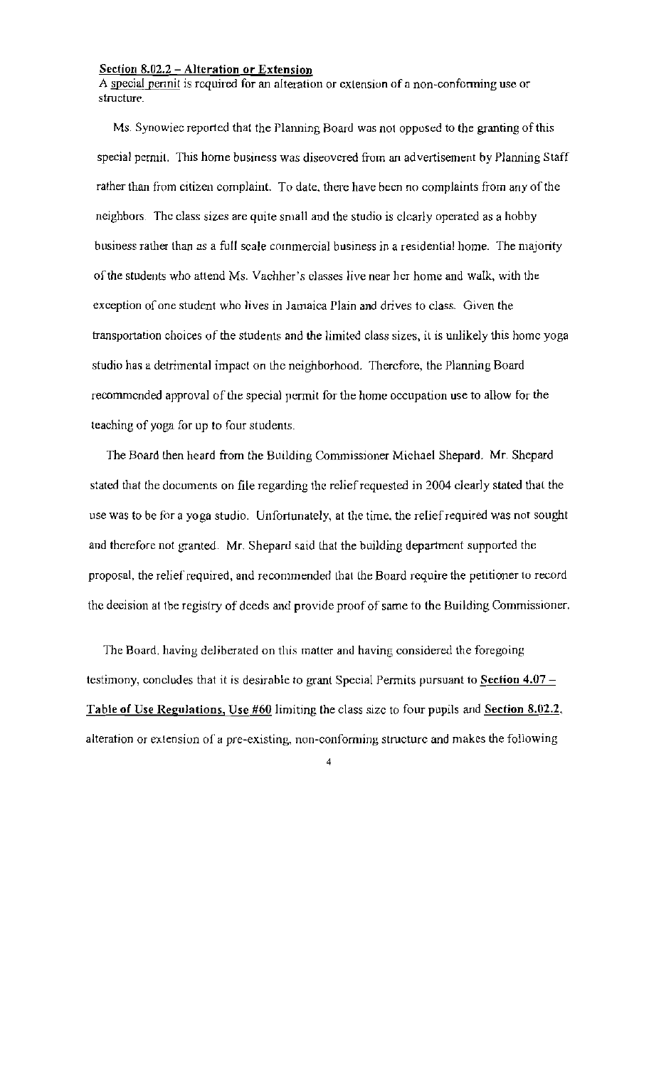**<u>Section 8.02.2 – Alteration or Extension</u>**
A <u>special permit</u> is required for an alteration or extension of a non-conforming use or structure.

Ms. Synowiec reported that the Planning Board was not opposed to the granting of this special permit. This home business was discovered from an advertisement by Planning Staff rather than from citizen complaint. To date, there have been no complaints from any of the neighbors. The class sizes are quite small and the studio is clearly operated as a hobby business rather than as a full scale commercial business in a residential home. The majority of the students who attend Ms. Vachher's classes live near her home and walk, with the exception of one student who lives in Jamaica Plain and drives to class. Given the transportation choices of the students and the limited class sizes, it is unlikely this home yoga studio has a detrimental impact on the neighborhood. Therefore, the Planning Board recommended approval of the special permit for the home occupation use to allow for the teaching of yoga for up to four students.

The Board then heard from the Building Commissioner Michael Shepard. Mr. Shepard stated that the documents on file regarding the relief requested in 2004 clearly stated that the use was to be for a yoga studio. Unfortunately, at the time, the relief required was not sought and therefore not granted. Mr. Shepard said that the building department supported the proposal, the relief required, and recommended that the Board require the petitioner to record the decision at the registry of deeds and provide proof of same to the Building Commissioner.

The Board, having deliberated on this matter and having considered the foregoing testimony, concludes that it is desirable to grant Special Permits pursuant to **<u>Section 4.07 – Table of Use Regulations, Use #60</u>** limiting the class size to four pupils and **<u>Section 8.02.2</u>**, alteration or extension of a pre-existing, non-conforming structure and makes the following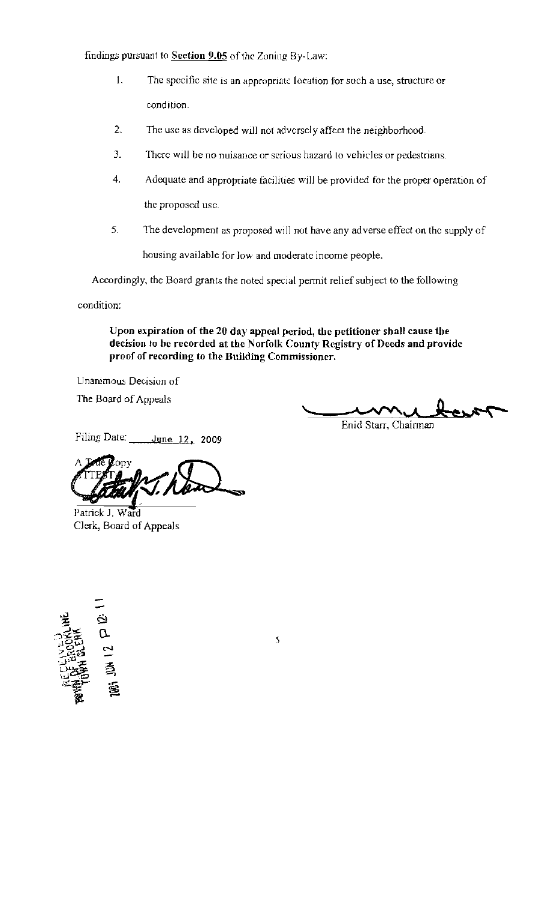findings pursuant to **Section 9.05** of the Zoning By-Law:

1. The specific site is an appropriate location for such a use, structure or condition.
2. The use as developed will not adversely affect the neighborhood.
3. There will be no nuisance or serious hazard to vehicles or pedestrians.
4. Adequate and appropriate facilities will be provided for the proper operation of the proposed use.
5. The development as proposed will not have any adverse effect on the supply of housing available for low and moderate income people.

Accordingly, the Board grants the noted special permit relief subject to the following condition:

**Upon expiration of the 20 day appeal period, the petitioner shall cause the decision to be recorded at the Norfolk County Registry of Deeds and provide proof of recording to the Building Commissioner.**

Unanimous Decision of
The Board of Appeals

Enid Starr, Chairman

Filing Date: June 12, 2009

A True Copy
ATTEST:

Patrick J. Ward
Clerk, Board of Appeals

RECEIVED
TOWN OF BROOKLINE
TOWN CLERK
2009 JUN 12 P 12:11